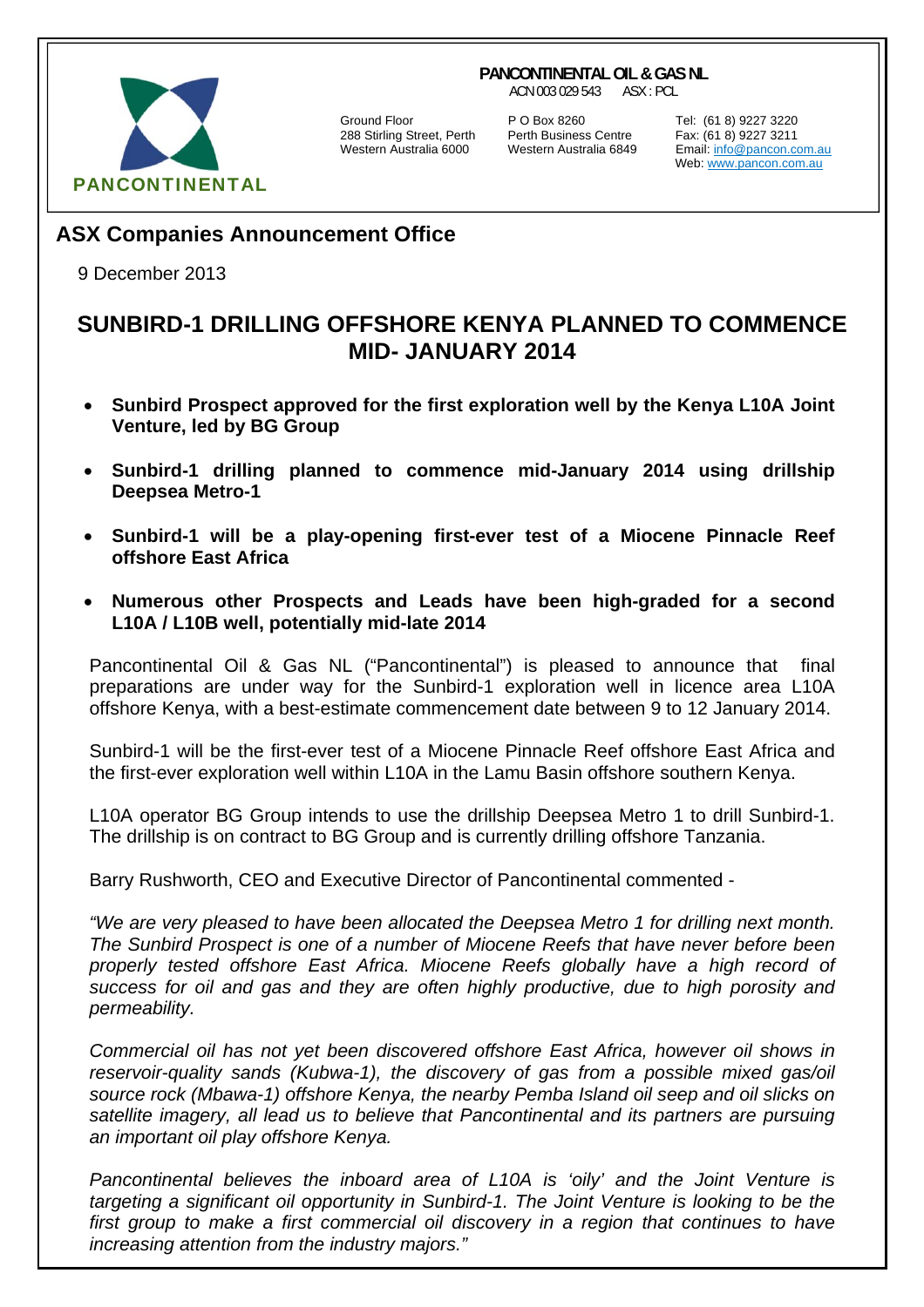PANCONTINENTAL

**PANCONTINENTAL OIL & GAS NL**
ACN 003 029 543 ASX : PCL

Ground Floor
288 Stirling Street, Perth
Western Australia 6000

P O Box 8260
Perth Business Centre
Western Australia 6849

Tel: (61 8) 9227 3220
Fax: (61 8) 9227 3211
Email: info@pancon.com.au
Web: www.pancon.com.au

## ASX Companies Announcement Office

9 December 2013

# SUNBIRD-1 DRILLING OFFSHORE KENYA PLANNED TO COMMENCE MID- JANUARY 2014

- **Sunbird Prospect approved for the first exploration well by the Kenya L10A Joint Venture, led by BG Group**
- **Sunbird-1 drilling planned to commence mid-January 2014 using drillship Deepsea Metro-1**
- **Sunbird-1 will be a play-opening first-ever test of a Miocene Pinnacle Reef offshore East Africa**
- **Numerous other Prospects and Leads have been high-graded for a second L10A / L10B well, potentially mid-late 2014**

Pancontinental Oil & Gas NL ("Pancontinental") is pleased to announce that final preparations are under way for the Sunbird-1 exploration well in licence area L10A offshore Kenya, with a best-estimate commencement date between 9 to 12 January 2014.

Sunbird-1 will be the first-ever test of a Miocene Pinnacle Reef offshore East Africa and the first-ever exploration well within L10A in the Lamu Basin offshore southern Kenya.

L10A operator BG Group intends to use the drillship Deepsea Metro 1 to drill Sunbird-1. The drillship is on contract to BG Group and is currently drilling offshore Tanzania.

Barry Rushworth, CEO and Executive Director of Pancontinental commented -

*"We are very pleased to have been allocated the Deepsea Metro 1 for drilling next month. The Sunbird Prospect is one of a number of Miocene Reefs that have never before been properly tested offshore East Africa. Miocene Reefs globally have a high record of success for oil and gas and they are often highly productive, due to high porosity and permeability.*

*Commercial oil has not yet been discovered offshore East Africa, however oil shows in reservoir-quality sands (Kubwa-1), the discovery of gas from a possible mixed gas/oil source rock (Mbawa-1) offshore Kenya, the nearby Pemba Island oil seep and oil slicks on satellite imagery, all lead us to believe that Pancontinental and its partners are pursuing an important oil play offshore Kenya.*

*Pancontinental believes the inboard area of L10A is 'oily' and the Joint Venture is targeting a significant oil opportunity in Sunbird-1. The Joint Venture is looking to be the first group to make a first commercial oil discovery in a region that continues to have increasing attention from the industry majors."*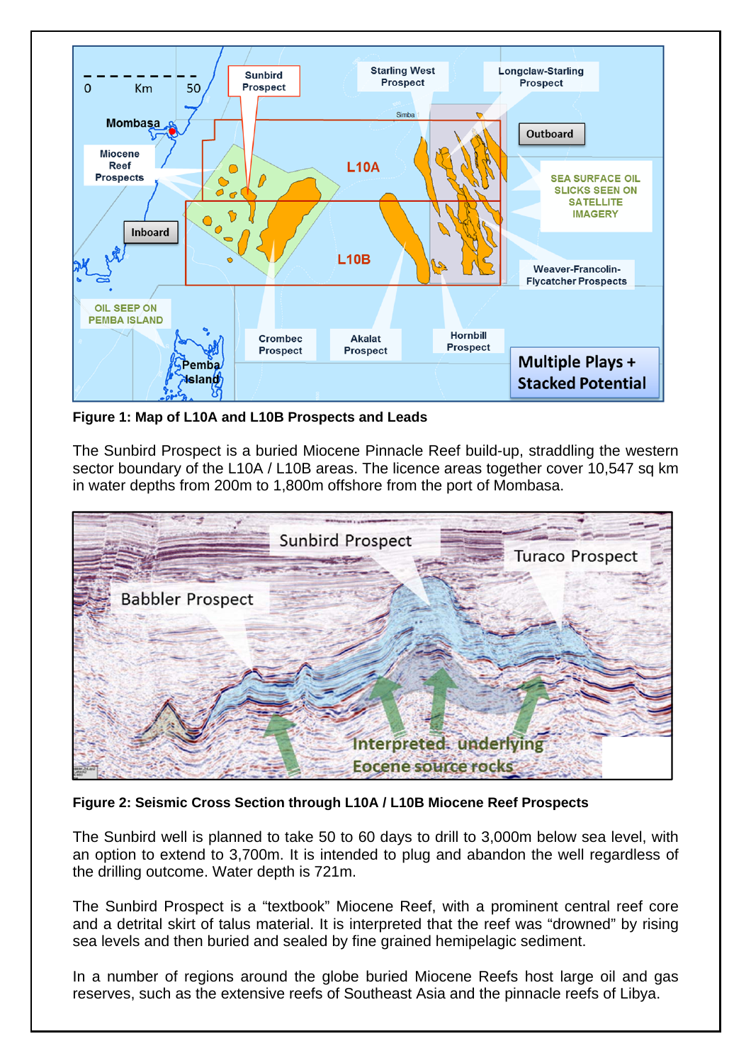**Figure 1: Map of L10A and L10B Prospects and Leads**

The Sunbird Prospect is a buried Miocene Pinnacle Reef build-up, straddling the western sector boundary of the L10A / L10B areas. The licence areas together cover 10,547 sq km in water depths from 200m to 1,800m offshore from the port of Mombasa.

**Figure 2: Seismic Cross Section through L10A / L10B Miocene Reef Prospects**

The Sunbird well is planned to take 50 to 60 days to drill to 3,000m below sea level, with an option to extend to 3,700m. It is intended to plug and abandon the well regardless of the drilling outcome. Water depth is 721m.

The Sunbird Prospect is a “textbook” Miocene Reef, with a prominent central reef core and a detrital skirt of talus material. It is interpreted that the reef was “drowned” by rising sea levels and then buried and sealed by fine grained hemipelagic sediment.

In a number of regions around the globe buried Miocene Reefs host large oil and gas reserves, such as the extensive reefs of Southeast Asia and the pinnacle reefs of Libya.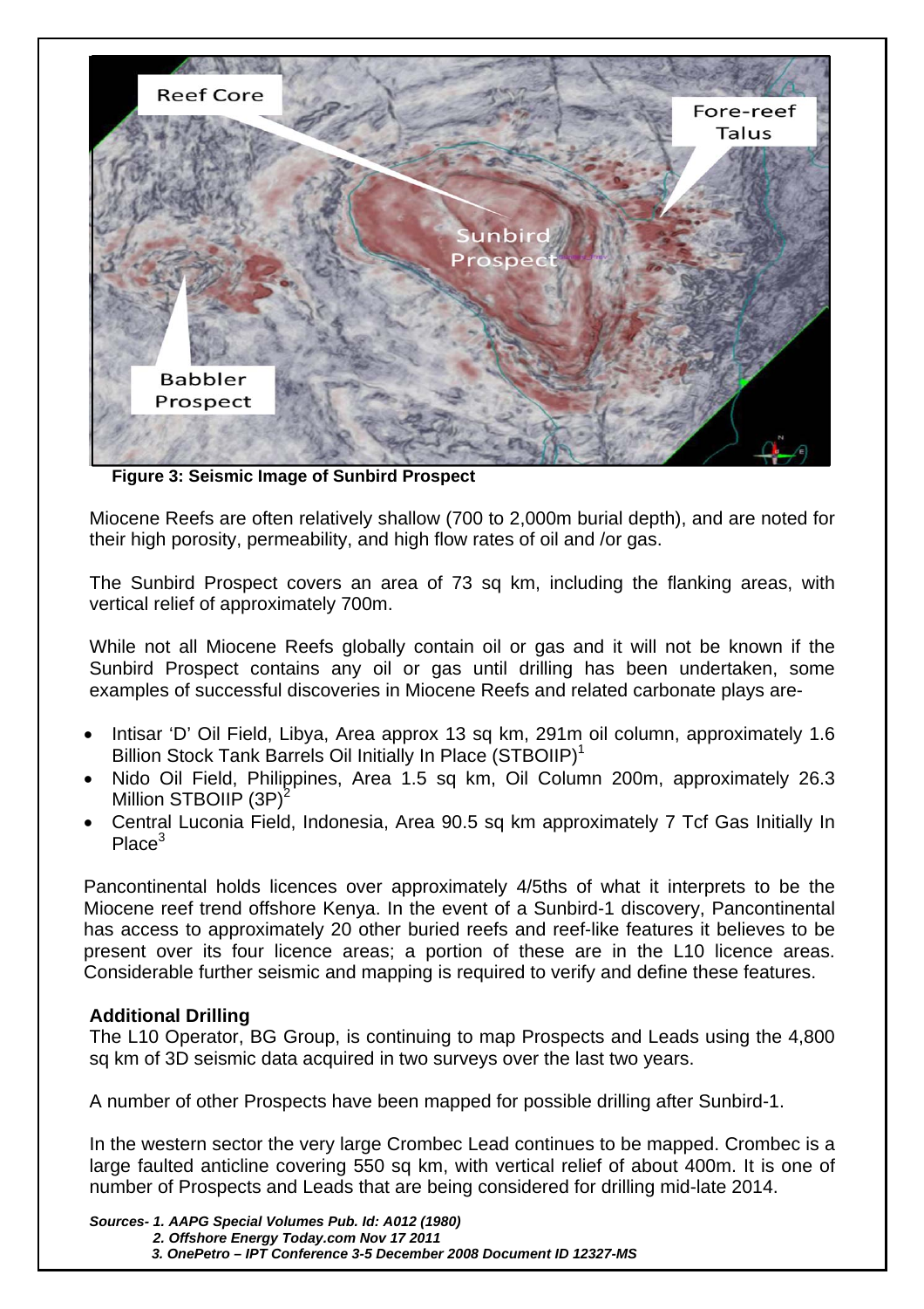Reef Core

Fore-reef Talus

Sunbird Prospect

Babbler Prospect

**Figure 3: Seismic Image of Sunbird Prospect**

Miocene Reefs are often relatively shallow (700 to 2,000m burial depth), and are noted for their high porosity, permeability, and high flow rates of oil and /or gas.

The Sunbird Prospect covers an area of 73 sq km, including the flanking areas, with vertical relief of approximately 700m.

While not all Miocene Reefs globally contain oil or gas and it will not be known if the Sunbird Prospect contains any oil or gas until drilling has been undertaken, some examples of successful discoveries in Miocene Reefs and related carbonate plays are-

- Intisar 'D' Oil Field, Libya, Area approx 13 sq km, 291m oil column, approximately 1.6 Billion Stock Tank Barrels Oil Initially In Place (STBOIIP)[1]
- Nido Oil Field, Philippines, Area 1.5 sq km, Oil Column 200m, approximately 26.3 Million STBOIIP (3P)[2]
- Central Luconia Field, Indonesia, Area 90.5 sq km approximately 7 Tcf Gas Initially In Place[3]

Pancontinental holds licences over approximately 4/5ths of what it interprets to be the Miocene reef trend offshore Kenya. In the event of a Sunbird-1 discovery, Pancontinental has access to approximately 20 other buried reefs and reef-like features it believes to be present over its four licence areas; a portion of these are in the L10 licence areas. Considerable further seismic and mapping is required to verify and define these features.

**Additional Drilling**

The L10 Operator, BG Group, is continuing to map Prospects and Leads using the 4,800 sq km of 3D seismic data acquired in two surveys over the last two years.

A number of other Prospects have been mapped for possible drilling after Sunbird-1.

In the western sector the very large Crombec Lead continues to be mapped. Crombec is a large faulted anticline covering 550 sq km, with vertical relief of about 400m. It is one of number of Prospects and Leads that are being considered for drilling mid-late 2014.

***Sources- 1. AAPG Special Volumes Pub. Id: A012 (1980)***
***2. Offshore Energy Today.com Nov 17 2011***
***3. OnePetro – IPT Conference 3-5 December 2008 Document ID 12327-MS***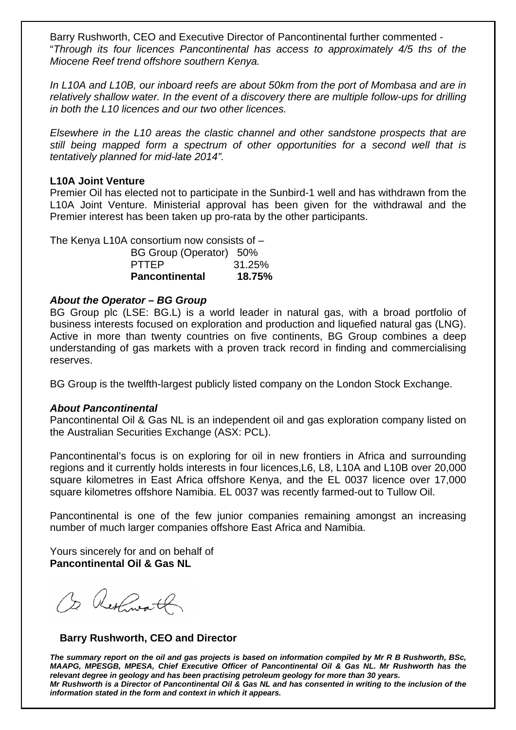Barry Rushworth, CEO and Executive Director of Pancontinental further commented - "*Through its four licences Pancontinental has access to approximately 4/5 ths of the Miocene Reef trend offshore southern Kenya.*

*In L10A and L10B, our inboard reefs are about 50km from the port of Mombasa and are in relatively shallow water. In the event of a discovery there are multiple follow-ups for drilling in both the L10 licences and our two other licences.*

*Elsewhere in the L10 areas the clastic channel and other sandstone prospects that are still being mapped form a spectrum of other opportunities for a second well that is tentatively planned for mid-late 2014".*

**L10A Joint Venture**

Premier Oil has elected not to participate in the Sunbird-1 well and has withdrawn from the L10A Joint Venture. Ministerial approval has been given for the withdrawal and the Premier interest has been taken up pro-rata by the other participants.

The Kenya L10A consortium now consists of –

| | |
|---|---|
| BG Group (Operator) | 50% |
| PTTEP | 31.25% |
| **Pancontinental** | **18.75%** |

***About the Operator – BG Group***

BG Group plc (LSE: BG.L) is a world leader in natural gas, with a broad portfolio of business interests focused on exploration and production and liquefied natural gas (LNG). Active in more than twenty countries on five continents, BG Group combines a deep understanding of gas markets with a proven track record in finding and commercialising reserves.

BG Group is the twelfth-largest publicly listed company on the London Stock Exchange.

***About Pancontinental***

Pancontinental Oil & Gas NL is an independent oil and gas exploration company listed on the Australian Securities Exchange (ASX: PCL).

Pancontinental's focus is on exploring for oil in new frontiers in Africa and surrounding regions and it currently holds interests in four licences,L6, L8, L10A and L10B over 20,000 square kilometres in East Africa offshore Kenya, and the EL 0037 licence over 17,000 square kilometres offshore Namibia. EL 0037 was recently farmed-out to Tullow Oil.

Pancontinental is one of the few junior companies remaining amongst an increasing number of much larger companies offshore East Africa and Namibia.

Yours sincerely for and on behalf of
**Pancontinental Oil & Gas NL**

**Barry Rushworth, CEO and Director**

***The summary report on the oil and gas projects is based on information compiled by Mr R B Rushworth, BSc, MAAPG, MPESGB, MPESA, Chief Executive Officer of Pancontinental Oil & Gas NL. Mr Rushworth has the relevant degree in geology and has been practising petroleum geology for more than 30 years.***
***Mr Rushworth is a Director of Pancontinental Oil & Gas NL and has consented in writing to the inclusion of the information stated in the form and context in which it appears.***